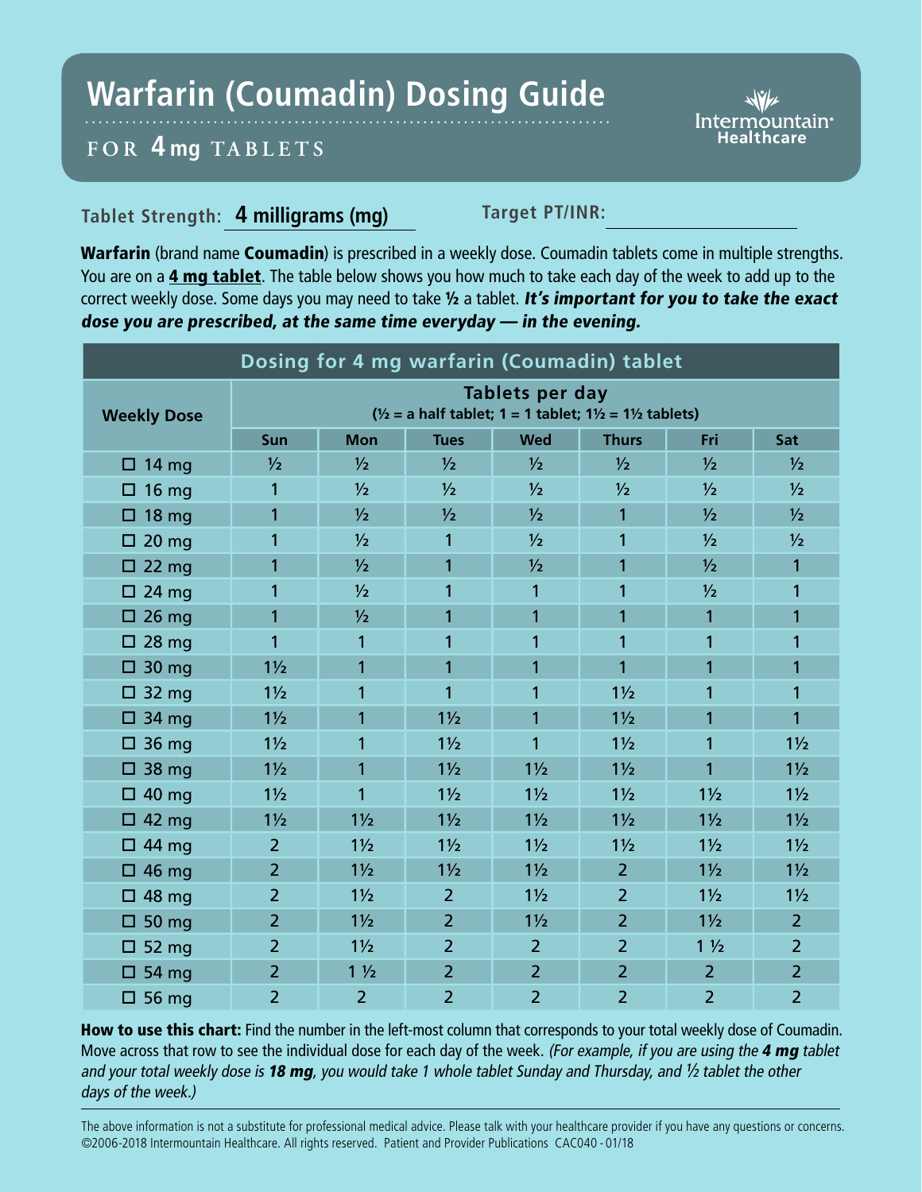# Warfarin (Coumadin) Dosing Guide

## FOR 4 mg TABLETS

Intermountain Healthcare

**Tablet Strength:** 4 milligrams (mg) **Target PT/INR:** ____________

**Warfarin** (brand name **Coumadin**) is prescribed in a weekly dose. Coumadin tablets come in multiple strengths. You are on a **4 mg tablet**. The table below shows you how much to take each day of the week to add up to the correct weekly dose. Some days you may need to take **½** a tablet. ***It's important for you to take the exact dose you are prescribed, at the same time everyday — in the evening.***

| Dosing for 4 mg warfarin (Coumadin) tablet | | | | | | | |
|---|---|---|---|---|---|---|---|
| **Weekly Dose** | **Tablets per day** (½ = a half tablet; 1 = 1 tablet; 1½ = 1½ tablets) | | | | | | |
| | **Sun** | **Mon** | **Tues** | **Wed** | **Thurs** | **Fri** | **Sat** |
| ☐ 14 mg | ½ | ½ | ½ | ½ | ½ | ½ | ½ |
| ☐ 16 mg | 1 | ½ | ½ | ½ | ½ | ½ | ½ |
| ☐ 18 mg | 1 | ½ | ½ | ½ | 1 | ½ | ½ |
| ☐ 20 mg | 1 | ½ | 1 | ½ | 1 | ½ | ½ |
| ☐ 22 mg | 1 | ½ | 1 | ½ | 1 | ½ | 1 |
| ☐ 24 mg | 1 | ½ | 1 | 1 | 1 | ½ | 1 |
| ☐ 26 mg | 1 | ½ | 1 | 1 | 1 | 1 | 1 |
| ☐ 28 mg | 1 | 1 | 1 | 1 | 1 | 1 | 1 |
| ☐ 30 mg | 1½ | 1 | 1 | 1 | 1 | 1 | 1 |
| ☐ 32 mg | 1½ | 1 | 1 | 1 | 1½ | 1 | 1 |
| ☐ 34 mg | 1½ | 1 | 1½ | 1 | 1½ | 1 | 1 |
| ☐ 36 mg | 1½ | 1 | 1½ | 1 | 1½ | 1 | 1½ |
| ☐ 38 mg | 1½ | 1 | 1½ | 1½ | 1½ | 1 | 1½ |
| ☐ 40 mg | 1½ | 1 | 1½ | 1½ | 1½ | 1½ | 1½ |
| ☐ 42 mg | 1½ | 1½ | 1½ | 1½ | 1½ | 1½ | 1½ |
| ☐ 44 mg | 2 | 1½ | 1½ | 1½ | 1½ | 1½ | 1½ |
| ☐ 46 mg | 2 | 1½ | 1½ | 1½ | 2 | 1½ | 1½ |
| ☐ 48 mg | 2 | 1½ | 2 | 1½ | 2 | 1½ | 1½ |
| ☐ 50 mg | 2 | 1½ | 2 | 1½ | 2 | 1½ | 2 |
| ☐ 52 mg | 2 | 1½ | 2 | 2 | 2 | 1 ½ | 2 |
| ☐ 54 mg | 2 | 1 ½ | 2 | 2 | 2 | 2 | 2 |
| ☐ 56 mg | 2 | 2 | 2 | 2 | 2 | 2 | 2 |

**How to use this chart:** Find the number in the left-most column that corresponds to your total weekly dose of Coumadin. Move across that row to see the individual dose for each day of the week. *(For example, if you are using the **4 mg** tablet and your total weekly dose is **18 mg**, you would take 1 whole tablet Sunday and Thursday, and ½ tablet the other days of the week.)*

The above information is not a substitute for professional medical advice. Please talk with your healthcare provider if you have any questions or concerns. ©2006-2018 Intermountain Healthcare. All rights reserved. Patient and Provider Publications CAC040 - 01/18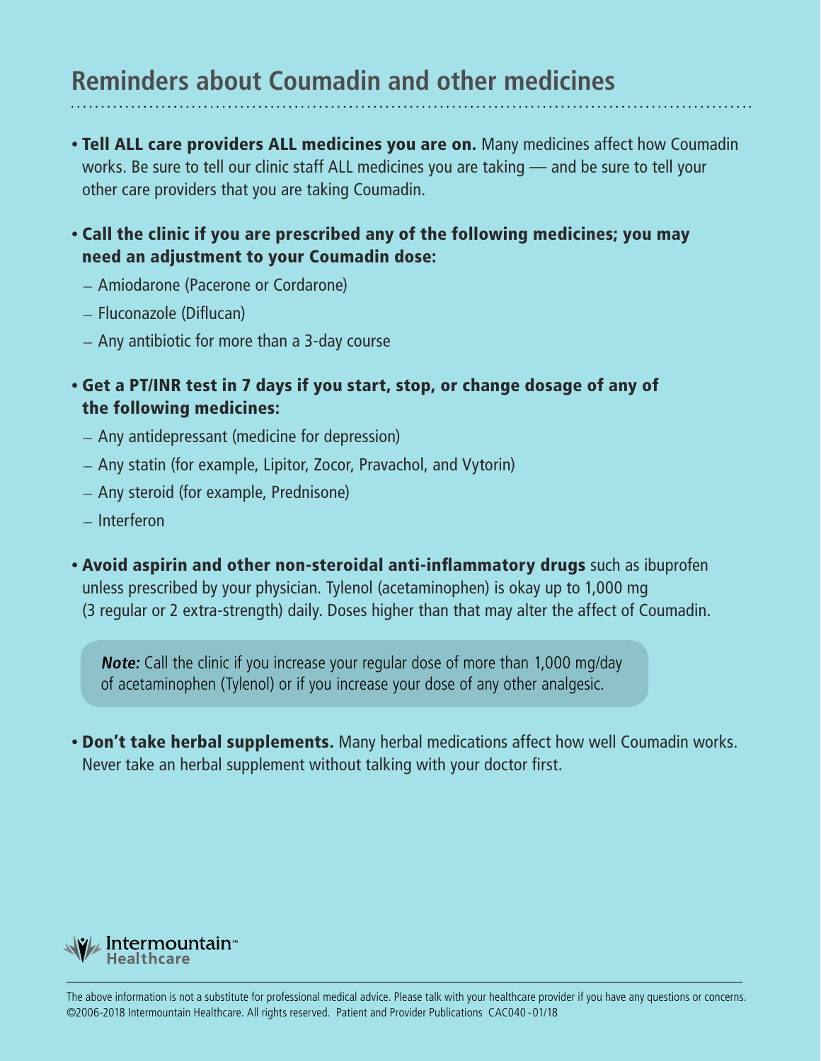## Reminders about Coumadin and other medicines

- **Tell ALL care providers ALL medicines you are on.** Many medicines affect how Coumadin works. Be sure to tell our clinic staff ALL medicines you are taking — and be sure to tell your other care providers that you are taking Coumadin.
- **Call the clinic if you are prescribed any of the following medicines; you may need an adjustment to your Coumadin dose:**
  - Amiodarone (Pacerone or Cordarone)
  - Fluconazole (Diflucan)
  - Any antibiotic for more than a 3-day course
- **Get a PT/INR test in 7 days if you start, stop, or change dosage of any of the following medicines:**
  - Any antidepressant (medicine for depression)
  - Any statin (for example, Lipitor, Zocor, Pravachol, and Vytorin)
  - Any steroid (for example, Prednisone)
  - Interferon
- **Avoid aspirin and other non-steroidal anti-inflammatory drugs** such as ibuprofen unless prescribed by your physician. Tylenol (acetaminophen) is okay up to 1,000 mg (3 regular or 2 extra-strength) daily. Doses higher than that may alter the affect of Coumadin.

> ***Note:*** Call the clinic if you increase your regular dose of more than 1,000 mg/day of acetaminophen (Tylenol) or if you increase your dose of any other analgesic.

- **Don't take herbal supplements.** Many herbal medications affect how well Coumadin works. Never take an herbal supplement without talking with your doctor first.

Intermountain Healthcare

The above information is not a substitute for professional medical advice. Please talk with your healthcare provider if you have any questions or concerns. ©2006-2018 Intermountain Healthcare. All rights reserved. Patient and Provider Publications CAC040 - 01/18